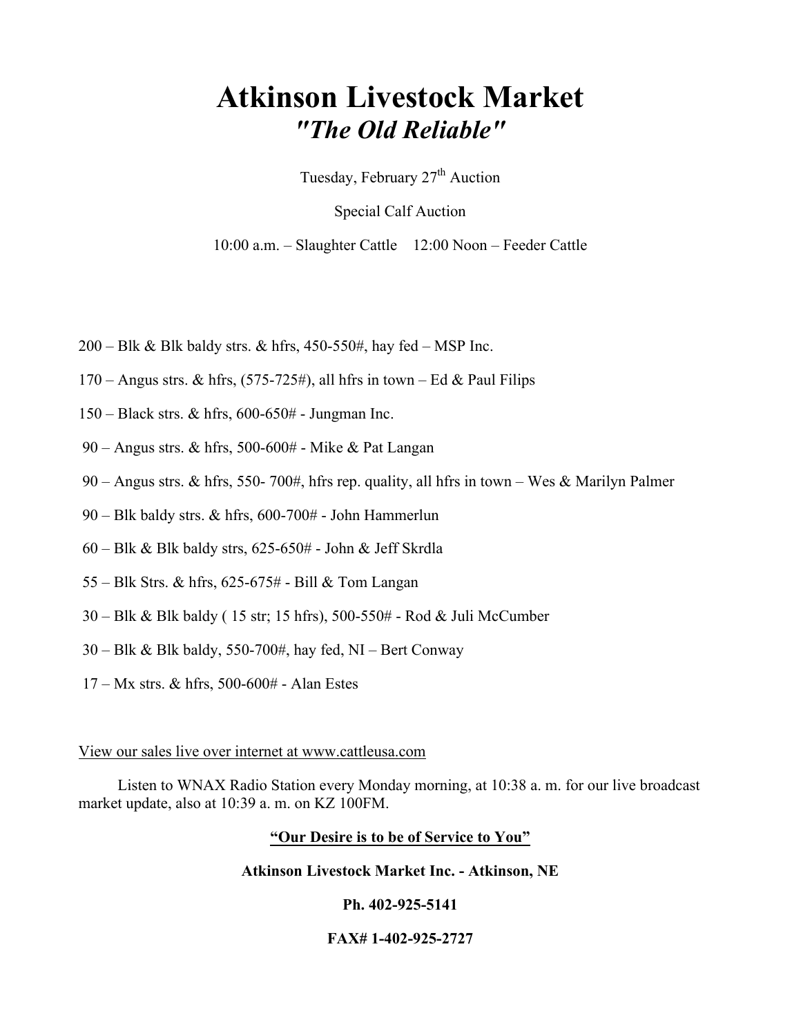# Atkinson Livestock Market

## *"The Old Reliable"*

Tuesday, February 27th Auction

Special Calf Auction

10:00 a.m. – Slaughter Cattle    12:00 Noon – Feeder Cattle

200 – Blk & Blk baldy strs. & hfrs, 450-550#, hay fed – MSP Inc.

170 – Angus strs. & hfrs, (575-725#), all hfrs in town – Ed & Paul Filips

150 – Black strs. & hfrs, 600-650# - Jungman Inc.

90 – Angus strs. & hfrs, 500-600# - Mike & Pat Langan

90 – Angus strs. & hfrs, 550- 700#, hfrs rep. quality, all hfrs in town – Wes & Marilyn Palmer

90 – Blk baldy strs. & hfrs, 600-700# - John Hammerlun

60 – Blk & Blk baldy strs, 625-650# - John & Jeff Skrdla

55 – Blk Strs. & hfrs, 625-675# - Bill & Tom Langan

30 – Blk & Blk baldy ( 15 str; 15 hfrs), 500-550# - Rod & Juli McCumber

30 – Blk & Blk baldy, 550-700#, hay fed, NI – Bert Conway

17 – Mx strs. & hfrs, 500-600# - Alan Estes

View our sales live over internet at www.cattleusa.com

Listen to WNAX Radio Station every Monday morning, at 10:38 a. m. for our live broadcast market update, also at 10:39 a. m. on KZ 100FM.

**"Our Desire is to be of Service to You"**

**Atkinson Livestock Market Inc. - Atkinson, NE**

**Ph. 402-925-5141**

**FAX# 1-402-925-2727**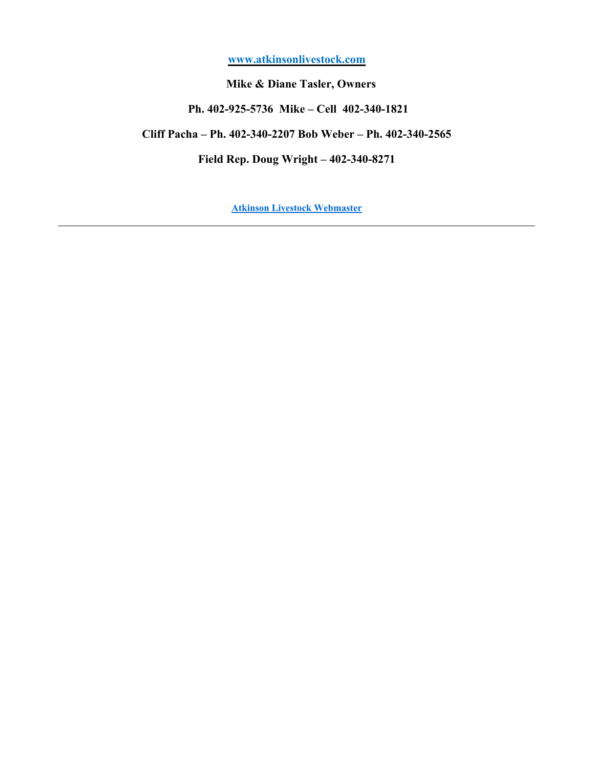**[www.atkinsonlivestock.com](http://www.atkinsonlivestock.com)**

**Mike & Diane Tasler, Owners**

**Ph. 402-925-5736  Mike – Cell  402-340-1821**

**Cliff Pacha – Ph. 402-340-2207 Bob Weber – Ph. 402-340-2565**

**Field Rep. Doug Wright – 402-340-8271**

**Atkinson Livestock Webmaster**

---